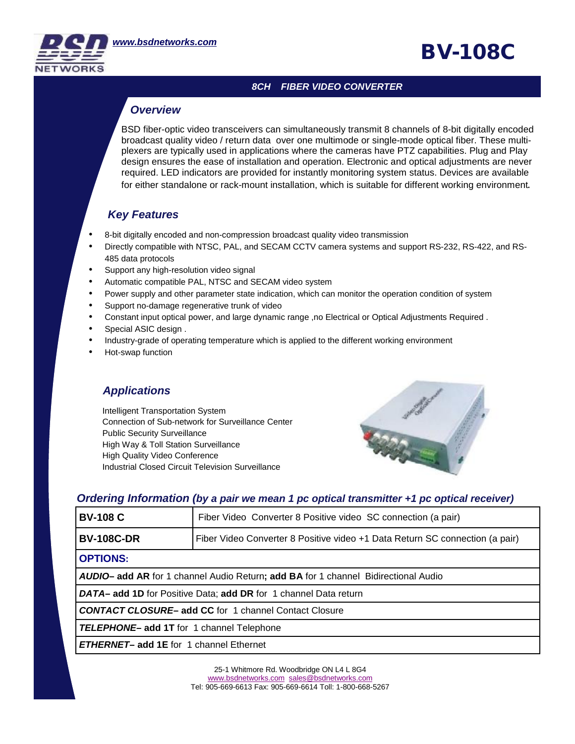www.bsdnetworks.com

# BV-108C

**8CH FIBER VIDEO CONVERTER**

## Overview

BSD fiber-optic video transceivers can simultaneously transmit 8 channels of 8-bit digitally encoded broadcast quality video / return data over one multimode or single-mode optical fiber. These multi-plexers are typically used in applications where the cameras have PTZ capabilities. Plug and Play design ensures the ease of installation and operation. Electronic and optical adjustments are never required. LED indicators are provided for instantly monitoring system status. Devices are available for either standalone or rack-mount installation, which is suitable for different working environment.

## Key Features

- 8-bit digitally encoded and non-compression broadcast quality video transmission
- Directly compatible with NTSC, PAL, and SECAM CCTV camera systems and support RS-232, RS-422, and RS-485 data protocols
- Support any high-resolution video signal
- Automatic compatible PAL, NTSC and SECAM video system
- Power supply and other parameter state indication, which can monitor the operation condition of system
- Support no-damage regenerative trunk of video
- Constant input optical power, and large dynamic range ,no Electrical or Optical Adjustments Required .
- Special ASIC design .
- Industry-grade of operating temperature which is applied to the different working environment
- Hot-swap function

## Applications

Intelligent Transportation System
Connection of Sub-network for Surveillance Center
Public Security Surveillance
High Way & Toll Station Surveillance
High Quality Video Conference
Industrial Closed Circuit Television Surveillance

## Ordering Information (by a pair we mean 1 pc optical transmitter +1 pc optical receiver)

| | |
|---|---|
| **BV-108 C** | Fiber Video Converter 8 Positive video SC connection (a pair) |
| **BV-108C-DR** | Fiber Video Converter 8 Positive video +1 Data Return SC connection (a pair) |
| **OPTIONS:** | |
| ***AUDIO*– add AR** for 1 channel Audio Return**; add BA** for 1 channel Bidirectional Audio | |
| ***DATA*– add 1D** for Positive Data; **add DR** for 1 channel Data return | |
| ***CONTACT CLOSURE*– add CC** for 1 channel Contact Closure | |
| ***TELEPHONE*– add 1T** for 1 channel Telephone | |
| ***ETHERNET*– add 1E** for 1 channel Ethernet | |

25-1 Whitmore Rd. Woodbridge ON L4 L 8G4
www.bsdnetworks.com sales@bsdnetworks.com
Tel: 905-669-6613 Fax: 905-669-6614 Toll: 1-800-668-5267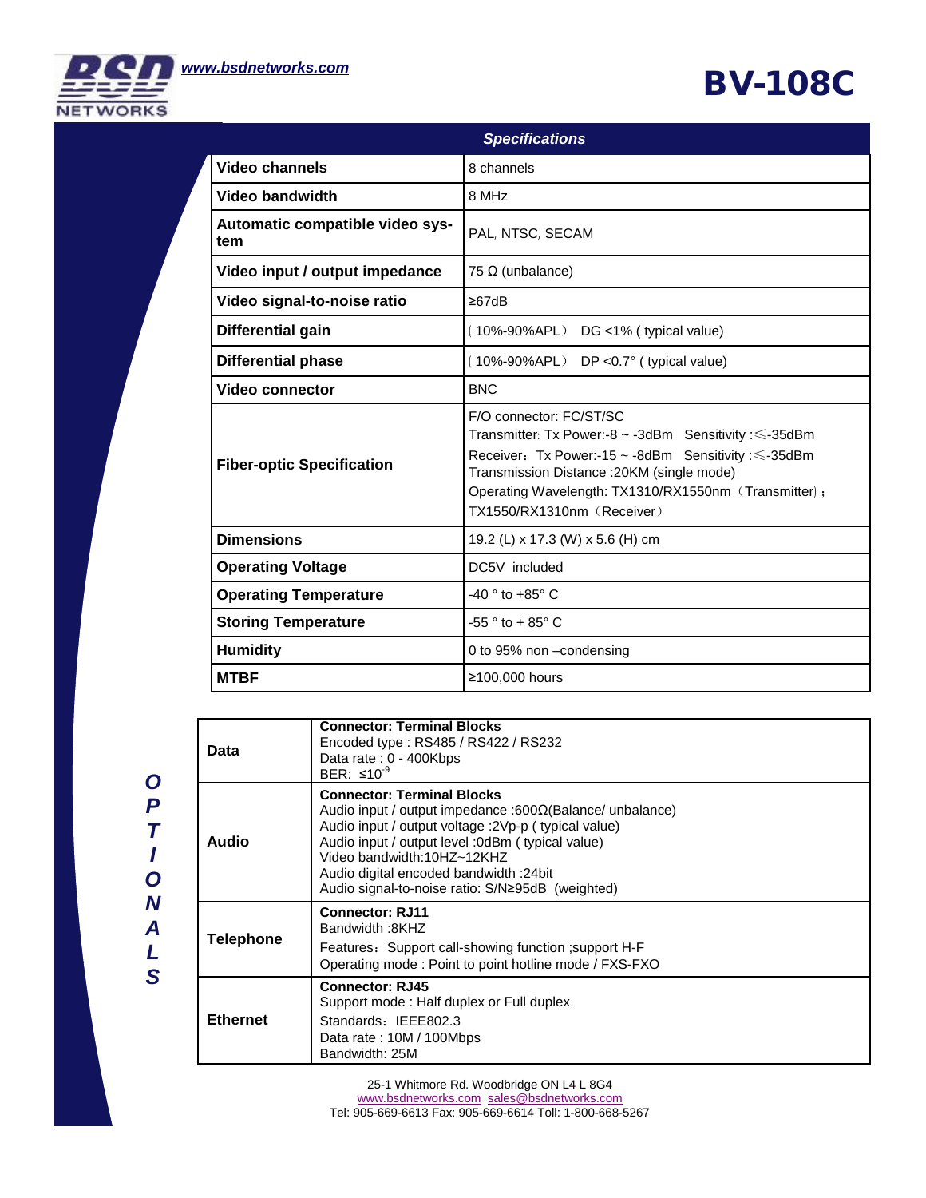www.bsdnetworks.com

# BV-108C

| Specifications | |
|---|---|
| **Video channels** | 8 channels |
| **Video bandwidth** | 8 MHz |
| **Automatic compatible video system** | PAL, NTSC, SECAM |
| **Video input / output impedance** | 75 Ω (unbalance) |
| **Video signal-to-noise ratio** | ≥67dB |
| **Differential gain** | （10%-90%APL） DG <1% ( typical value) |
| **Differential phase** | （10%-90%APL） DP <0.7° ( typical value) |
| **Video connector** | BNC |
| **Fiber-optic Specification** | F/O connector: FC/ST/SC<br>Transmitter: Tx Power:-8 ~ -3dBm Sensitivity :≤-35dBm<br>Receiver：Tx Power:-15 ~ -8dBm Sensitivity :≤-35dBm<br>Transmission Distance :20KM (single mode)<br>Operating Wavelength: TX1310/RX1550nm（Transmitter)；TX1550/RX1310nm（Receiver） |
| **Dimensions** | 19.2 (L) x 17.3 (W) x 5.6 (H) cm |
| **Operating Voltage** | DC5V included |
| **Operating Temperature** | -40 ° to +85° C |
| **Storing Temperature** | -55 ° to + 85° C |
| **Humidity** | 0 to 95% non –condensing |
| **MTBF** | ≥100,000 hours |

## OPTIONALS

| | |
|---|---|
| **Data** | **Connector: Terminal Blocks**<br>Encoded type : RS485 / RS422 / RS232<br>Data rate : 0 - 400Kbps<br>BER: $\leq 10^{-9}$ |
| **Audio** | **Connector: Terminal Blocks**<br>Audio input / output impedance :600Ω(Balance/ unbalance)<br>Audio input / output voltage :2Vp-p ( typical value)<br>Audio input / output level :0dBm ( typical value)<br>Video bandwidth:10HZ~12KHZ<br>Audio digital encoded bandwidth :24bit<br>Audio signal-to-noise ratio: S/N≥95dB (weighted) |
| **Telephone** | **Connector: RJ11**<br>Bandwidth :8KHZ<br>Features：Support call-showing function ;support H-F<br>Operating mode : Point to point hotline mode / FXS-FXO |
| **Ethernet** | **Connector: RJ45**<br>Support mode : Half duplex or Full duplex<br>Standards：IEEE802.3<br>Data rate : 10M / 100Mbps<br>Bandwidth: 25M |

25-1 Whitmore Rd. Woodbridge ON L4 L 8G4
www.bsdnetworks.com sales@bsdnetworks.com
Tel: 905-669-6613 Fax: 905-669-6614 Toll: 1-800-668-5267